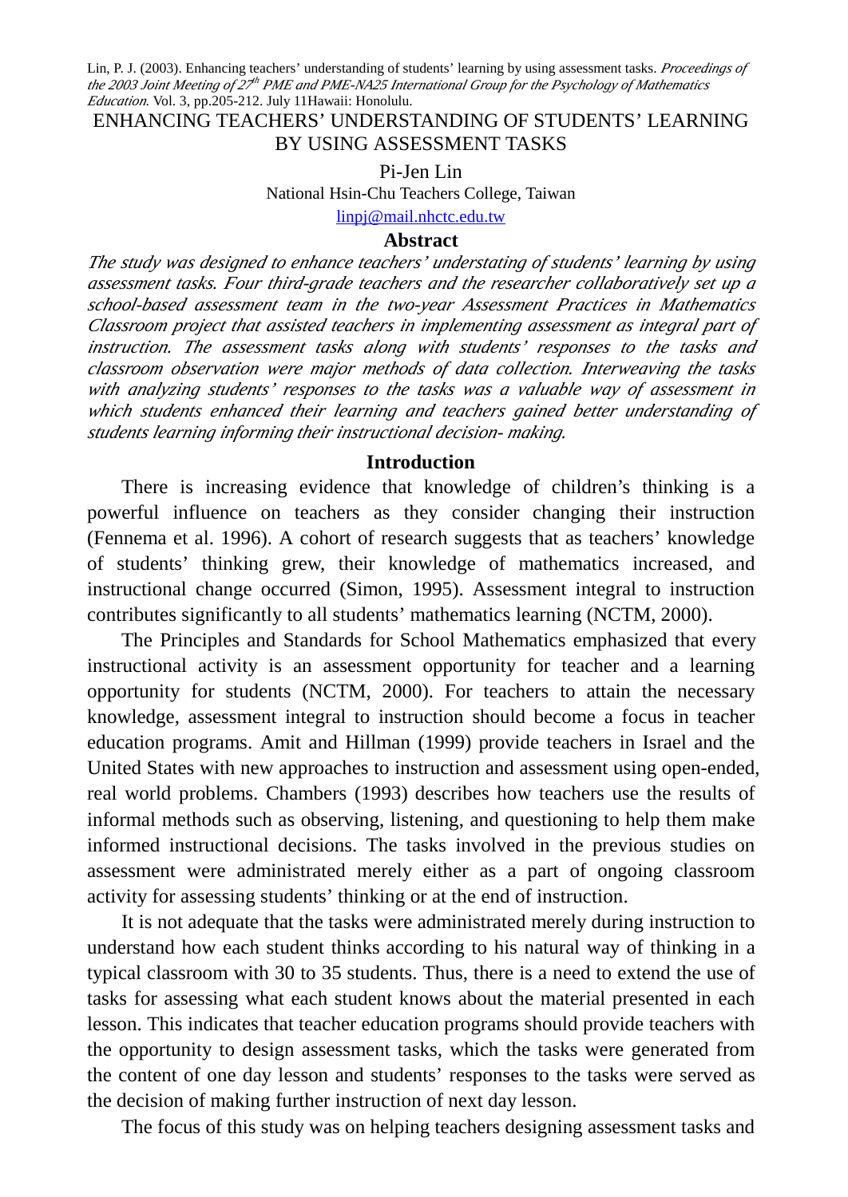Lin, P. J. (2003). Enhancing teachers' understanding of students' learning by using assessment tasks. *Proceedings of the 2003 Joint Meeting of 27th PME and PME-NA25 International Group for the Psychology of Mathematics Education.* Vol. 3, pp.205-212. July 11Hawaii: Honolulu.

# ENHANCING TEACHERS' UNDERSTANDING OF STUDENTS' LEARNING BY USING ASSESSMENT TASKS

Pi-Jen Lin

National Hsin-Chu Teachers College, Taiwan

linpj@mail.nhctc.edu.tw

## Abstract

*The study was designed to enhance teachers' understating of students' learning by using assessment tasks. Four third-grade teachers and the researcher collaboratively set up a school-based assessment team in the two-year Assessment Practices in Mathematics Classroom project that assisted teachers in implementing assessment as integral part of instruction. The assessment tasks along with students' responses to the tasks and classroom observation were major methods of data collection. Interweaving the tasks with analyzing students' responses to the tasks was a valuable way of assessment in which students enhanced their learning and teachers gained better understanding of students learning informing their instructional decision- making.*

## Introduction

There is increasing evidence that knowledge of children's thinking is a powerful influence on teachers as they consider changing their instruction (Fennema et al. 1996). A cohort of research suggests that as teachers' knowledge of students' thinking grew, their knowledge of mathematics increased, and instructional change occurred (Simon, 1995). Assessment integral to instruction contributes significantly to all students' mathematics learning (NCTM, 2000).

The Principles and Standards for School Mathematics emphasized that every instructional activity is an assessment opportunity for teacher and a learning opportunity for students (NCTM, 2000). For teachers to attain the necessary knowledge, assessment integral to instruction should become a focus in teacher education programs. Amit and Hillman (1999) provide teachers in Israel and the United States with new approaches to instruction and assessment using open-ended, real world problems. Chambers (1993) describes how teachers use the results of informal methods such as observing, listening, and questioning to help them make informed instructional decisions. The tasks involved in the previous studies on assessment were administrated merely either as a part of ongoing classroom activity for assessing students' thinking or at the end of instruction.

It is not adequate that the tasks were administrated merely during instruction to understand how each student thinks according to his natural way of thinking in a typical classroom with 30 to 35 students. Thus, there is a need to extend the use of tasks for assessing what each student knows about the material presented in each lesson. This indicates that teacher education programs should provide teachers with the opportunity to design assessment tasks, which the tasks were generated from the content of one day lesson and students' responses to the tasks were served as the decision of making further instruction of next day lesson.

The focus of this study was on helping teachers designing assessment tasks and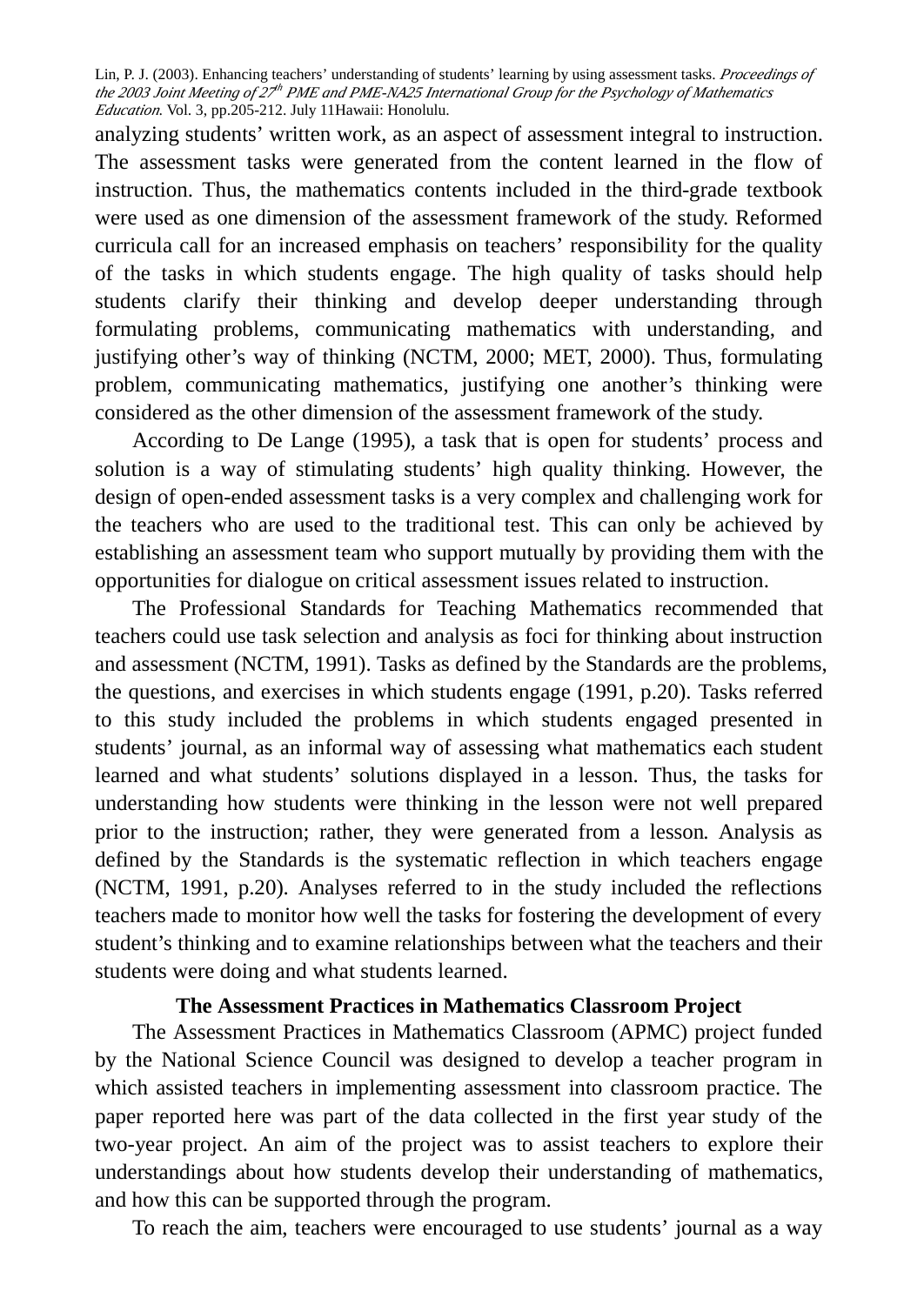analyzing students' written work, as an aspect of assessment integral to instruction. The assessment tasks were generated from the content learned in the flow of instruction. Thus, the mathematics contents included in the third-grade textbook were used as one dimension of the assessment framework of the study. Reformed curricula call for an increased emphasis on teachers' responsibility for the quality of the tasks in which students engage. The high quality of tasks should help students clarify their thinking and develop deeper understanding through formulating problems, communicating mathematics with understanding, and justifying other's way of thinking (NCTM, 2000; MET, 2000). Thus, formulating problem, communicating mathematics, justifying one another's thinking were considered as the other dimension of the assessment framework of the study.

According to De Lange (1995), a task that is open for students' process and solution is a way of stimulating students' high quality thinking. However, the design of open-ended assessment tasks is a very complex and challenging work for the teachers who are used to the traditional test. This can only be achieved by establishing an assessment team who support mutually by providing them with the opportunities for dialogue on critical assessment issues related to instruction.

The Professional Standards for Teaching Mathematics recommended that teachers could use task selection and analysis as foci for thinking about instruction and assessment (NCTM, 1991). Tasks as defined by the Standards are the problems, the questions, and exercises in which students engage (1991, p.20). Tasks referred to this study included the problems in which students engaged presented in students' journal, as an informal way of assessing what mathematics each student learned and what students' solutions displayed in a lesson. Thus, the tasks for understanding how students were thinking in the lesson were not well prepared prior to the instruction; rather, they were generated from a lesson. Analysis as defined by the Standards is the systematic reflection in which teachers engage (NCTM, 1991, p.20). Analyses referred to in the study included the reflections teachers made to monitor how well the tasks for fostering the development of every student's thinking and to examine relationships between what the teachers and their students were doing and what students learned.

## The Assessment Practices in Mathematics Classroom Project

The Assessment Practices in Mathematics Classroom (APMC) project funded by the National Science Council was designed to develop a teacher program in which assisted teachers in implementing assessment into classroom practice. The paper reported here was part of the data collected in the first year study of the two-year project. An aim of the project was to assist teachers to explore their understandings about how students develop their understanding of mathematics, and how this can be supported through the program.

To reach the aim, teachers were encouraged to use students' journal as a way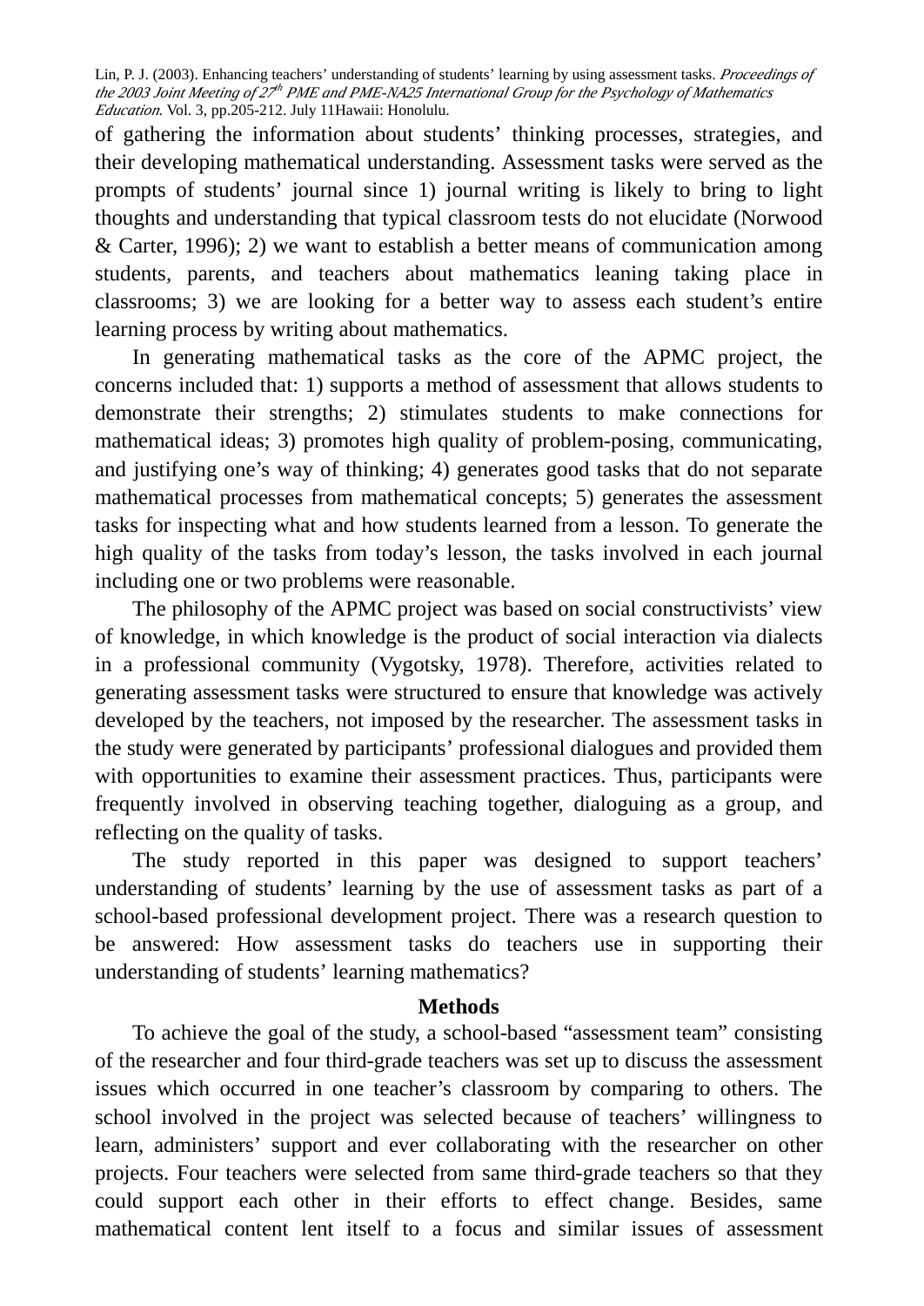of gathering the information about students' thinking processes, strategies, and their developing mathematical understanding. Assessment tasks were served as the prompts of students' journal since 1) journal writing is likely to bring to light thoughts and understanding that typical classroom tests do not elucidate (Norwood & Carter, 1996); 2) we want to establish a better means of communication among students, parents, and teachers about mathematics leaning taking place in classrooms; 3) we are looking for a better way to assess each student's entire learning process by writing about mathematics.

In generating mathematical tasks as the core of the APMC project, the concerns included that: 1) supports a method of assessment that allows students to demonstrate their strengths; 2) stimulates students to make connections for mathematical ideas; 3) promotes high quality of problem-posing, communicating, and justifying one's way of thinking; 4) generates good tasks that do not separate mathematical processes from mathematical concepts; 5) generates the assessment tasks for inspecting what and how students learned from a lesson. To generate the high quality of the tasks from today's lesson, the tasks involved in each journal including one or two problems were reasonable.

The philosophy of the APMC project was based on social constructivists' view of knowledge, in which knowledge is the product of social interaction via dialects in a professional community (Vygotsky, 1978). Therefore, activities related to generating assessment tasks were structured to ensure that knowledge was actively developed by the teachers, not imposed by the researcher. The assessment tasks in the study were generated by participants' professional dialogues and provided them with opportunities to examine their assessment practices. Thus, participants were frequently involved in observing teaching together, dialoguing as a group, and reflecting on the quality of tasks.

The study reported in this paper was designed to support teachers' understanding of students' learning by the use of assessment tasks as part of a school-based professional development project. There was a research question to be answered: How assessment tasks do teachers use in supporting their understanding of students' learning mathematics?

## Methods

To achieve the goal of the study, a school-based "assessment team" consisting of the researcher and four third-grade teachers was set up to discuss the assessment issues which occurred in one teacher's classroom by comparing to others. The school involved in the project was selected because of teachers' willingness to learn, administers' support and ever collaborating with the researcher on other projects. Four teachers were selected from same third-grade teachers so that they could support each other in their efforts to effect change. Besides, same mathematical content lent itself to a focus and similar issues of assessment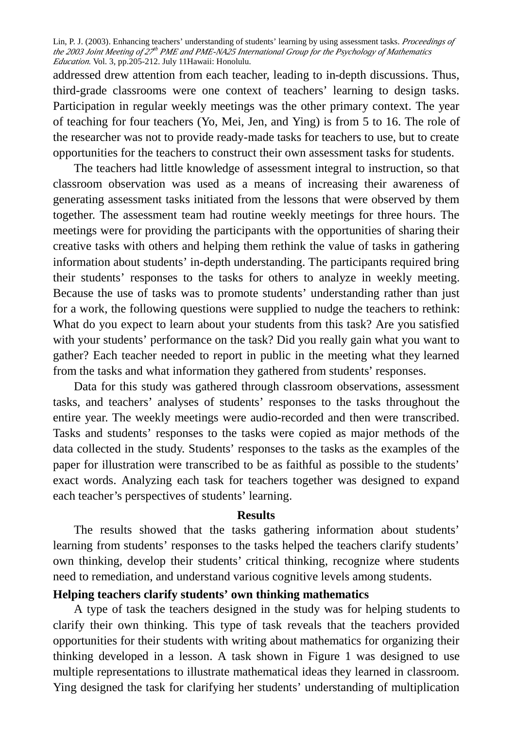addressed drew attention from each teacher, leading to in-depth discussions. Thus, third-grade classrooms were one context of teachers' learning to design tasks. Participation in regular weekly meetings was the other primary context. The year of teaching for four teachers (Yo, Mei, Jen, and Ying) is from 5 to 16. The role of the researcher was not to provide ready-made tasks for teachers to use, but to create opportunities for the teachers to construct their own assessment tasks for students.

The teachers had little knowledge of assessment integral to instruction, so that classroom observation was used as a means of increasing their awareness of generating assessment tasks initiated from the lessons that were observed by them together. The assessment team had routine weekly meetings for three hours. The meetings were for providing the participants with the opportunities of sharing their creative tasks with others and helping them rethink the value of tasks in gathering information about students' in-depth understanding. The participants required bring their students' responses to the tasks for others to analyze in weekly meeting. Because the use of tasks was to promote students' understanding rather than just for a work, the following questions were supplied to nudge the teachers to rethink: What do you expect to learn about your students from this task? Are you satisfied with your students' performance on the task? Did you really gain what you want to gather? Each teacher needed to report in public in the meeting what they learned from the tasks and what information they gathered from students' responses.

Data for this study was gathered through classroom observations, assessment tasks, and teachers' analyses of students' responses to the tasks throughout the entire year. The weekly meetings were audio-recorded and then were transcribed. Tasks and students' responses to the tasks were copied as major methods of the data collected in the study. Students' responses to the tasks as the examples of the paper for illustration were transcribed to be as faithful as possible to the students' exact words. Analyzing each task for teachers together was designed to expand each teacher's perspectives of students' learning.

## Results

The results showed that the tasks gathering information about students' learning from students' responses to the tasks helped the teachers clarify students' own thinking, develop their students' critical thinking, recognize where students need to remediation, and understand various cognitive levels among students.

### Helping teachers clarify students' own thinking mathematics

A type of task the teachers designed in the study was for helping students to clarify their own thinking. This type of task reveals that the teachers provided opportunities for their students with writing about mathematics for organizing their thinking developed in a lesson. A task shown in Figure 1 was designed to use multiple representations to illustrate mathematical ideas they learned in classroom. Ying designed the task for clarifying her students' understanding of multiplication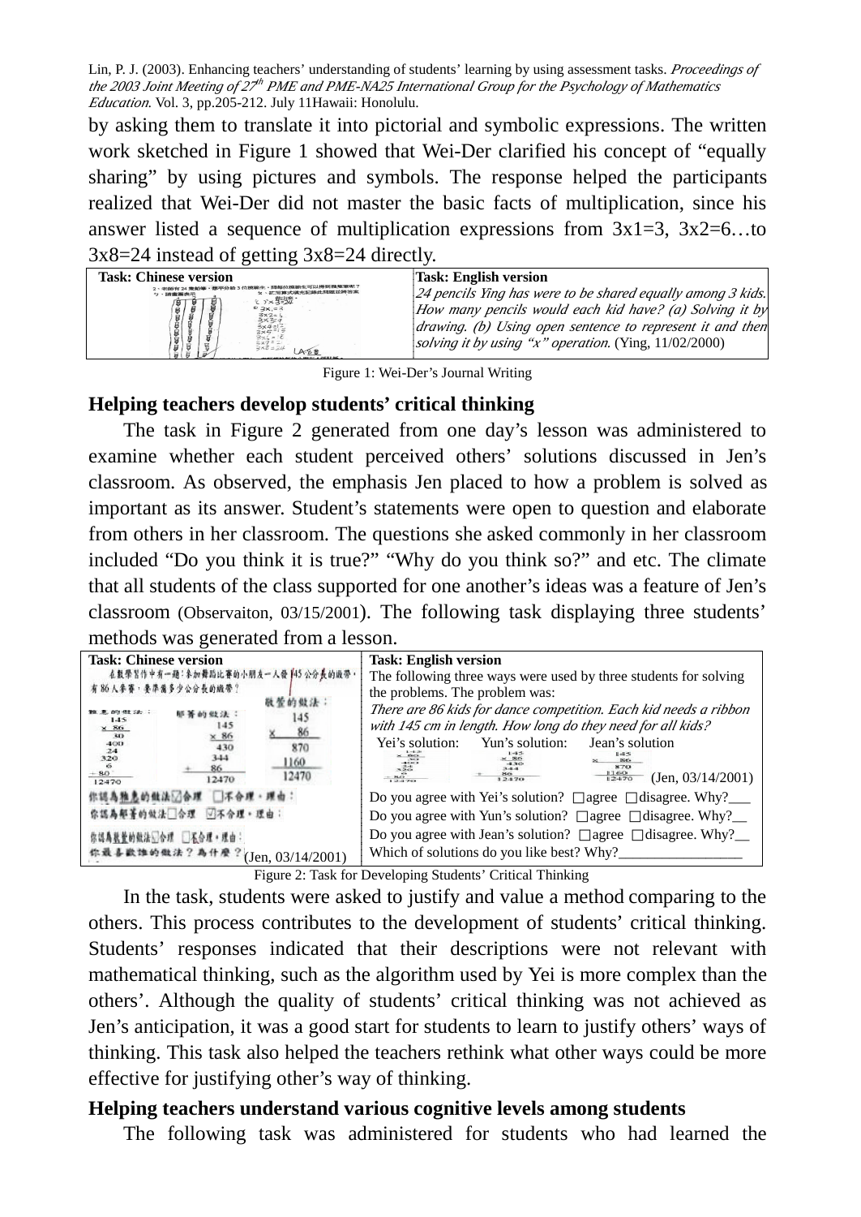by asking them to translate it into pictorial and symbolic expressions. The written work sketched in Figure 1 showed that Wei-Der clarified his concept of "equally sharing" by using pictures and symbols. The response helped the participants realized that Wei-Der did not master the basic facts of multiplication, since his answer listed a sequence of multiplication expressions from 3x1=3, 3x2=6…to 3x8=24 instead of getting 3x8=24 directly.

| Task: Chinese version | Task: English version |
|---|---|
| | *24 pencils Ying has were to be shared equally among 3 kids. How many pencils would each kid have? (a) Solving it by drawing. (b) Using open sentence to represent it and then solving it by using "x" operation.* (Ying, 11/02/2000) |

Figure 1: Wei-Der's Journal Writing

## Helping teachers develop students' critical thinking

The task in Figure 2 generated from one day's lesson was administered to examine whether each student perceived others' solutions discussed in Jen's classroom. As observed, the emphasis Jen placed to how a problem is solved as important as its answer. Student's statements were open to question and elaborate from others in her classroom. The questions she asked commonly in her classroom included "Do you think it is true?" "Why do you think so?" and etc. The climate that all students of the class supported for one another's ideas was a feature of Jen's classroom (Observaiton, 03/15/2001). The following task displaying three students' methods was generated from a lesson.

| Task: Chinese version | Task: English version |
|---|---|
| 在數學習作中有一題：參加舞蹈比賽的小朋友一人發145公分長的緞帶，有86人參賽，要準備多少公分長的緞帶？<br>你認為雅惠的做法☑合理 □不合理。理由：<br>你認為郁菁的做法□合理 ☑不合理。理由：<br>你認為觀瑩的做法☑合理 □不合理。理由：<br>你最喜歡誰的做法？為什麼？(Jen, 03/14/2001) | The following three ways were used by three students for solving the problems. The problem was:<br>*There are 86 kids for dance competition. Each kid needs a ribbon with 145 cm in length. How long do they need for all kids?*<br>Yei's solution: Yun's solution: Jean's solution (Jen, 03/14/2001)<br>Do you agree with Yei's solution? □agree □disagree. Why?___<br>Do you agree with Yun's solution? □agree □disagree. Why?__<br>Do you agree with Jean's solution? □agree □disagree. Why?__<br>Which of solutions do you like best? Why?_________________ |

Figure 2: Task for Developing Students' Critical Thinking

In the task, students were asked to justify and value a method comparing to the others. This process contributes to the development of students' critical thinking. Students' responses indicated that their descriptions were not relevant with mathematical thinking, such as the algorithm used by Yei is more complex than the others'. Although the quality of students' critical thinking was not achieved as Jen's anticipation, it was a good start for students to learn to justify others' ways of thinking. This task also helped the teachers rethink what other ways could be more effective for justifying other's way of thinking.

## Helping teachers understand various cognitive levels among students

The following task was administered for students who had learned the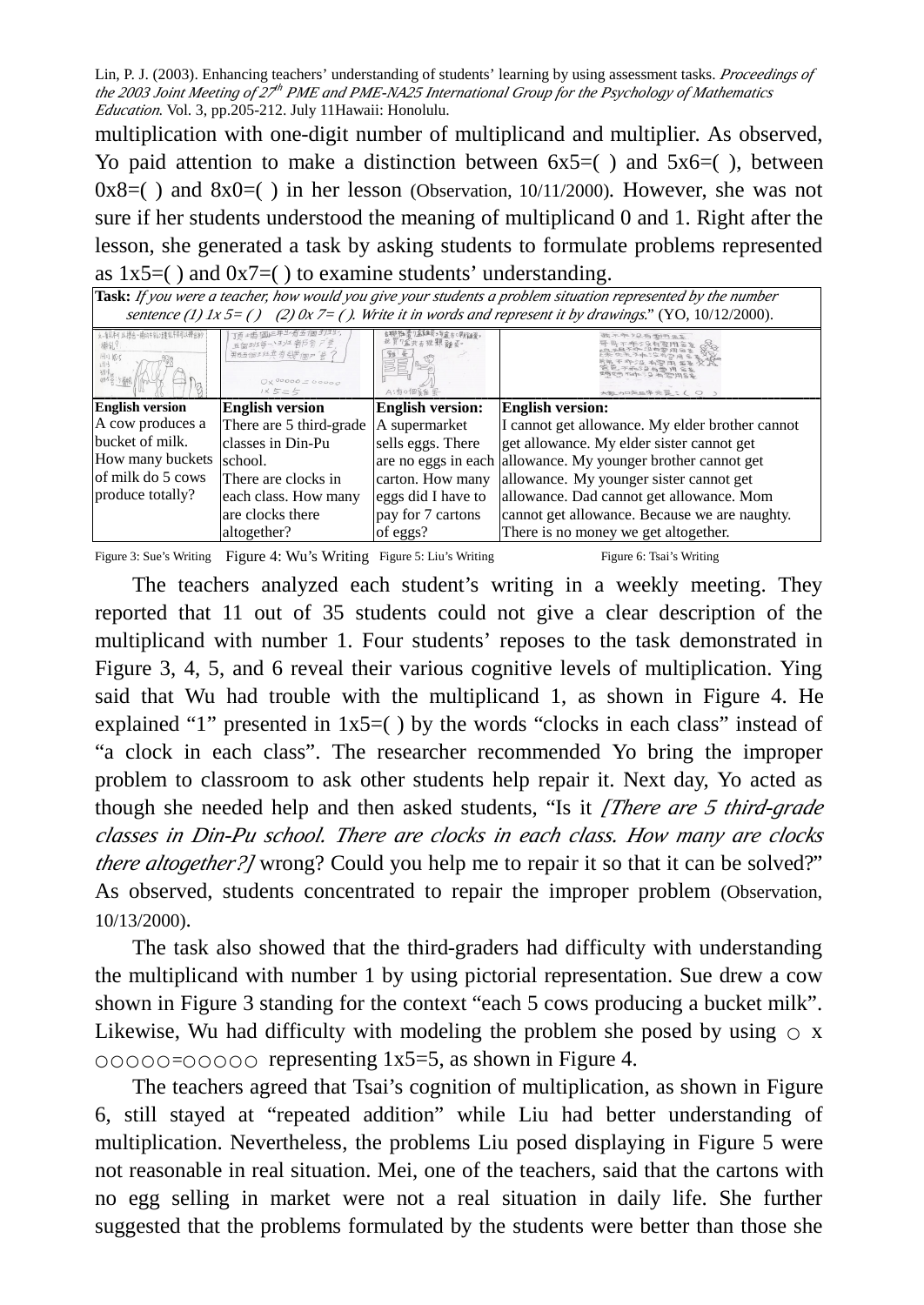multiplication with one-digit number of multiplicand and multiplier. As observed, Yo paid attention to make a distinction between 6x5=( ) and 5x6=( ), between 0x8=( ) and 8x0=( ) in her lesson (Observation, 10/11/2000). However, she was not sure if her students understood the meaning of multiplicand 0 and 1. Right after the lesson, she generated a task by asking students to formulate problems represented as 1x5=( ) and 0x7=( ) to examine students' understanding.

| **Task:** *If you were a teacher, how would you give your students a problem situation represented by the number sentence (1) 1x 5= ( ) (2) 0x 7= ( ). Write it in words and represent it by drawings.*" (YO, 10/12/2000). | | | |
|---|---|---|---|
| | | | |
| **English version**<br>A cow produces a bucket of milk. How many buckets of milk do 5 cows produce totally? | **English version**<br>There are 5 third-grade classes in Din-Pu school.<br>There are clocks in each class. How many are clocks there altogether? | **English version:**<br>A supermarket sells eggs. There are no eggs in each carton. How many eggs did I have to pay for 7 cartons of eggs? | **English version:**<br>I cannot get allowance. My elder brother cannot get allowance. My elder sister cannot get allowance. My younger brother cannot get allowance. My younger sister cannot get allowance. Dad cannot get allowance. Mom cannot get allowance. Because we are naughty. There is no money we get altogether. |
| Figure 3: Sue's Writing | Figure 4: Wu's Writing | Figure 5: Liu's Writing | Figure 6: Tsai's Writing |

The teachers analyzed each student's writing in a weekly meeting. They reported that 11 out of 35 students could not give a clear description of the multiplicand with number 1. Four students' reposes to the task demonstrated in Figure 3, 4, 5, and 6 reveal their various cognitive levels of multiplication. Ying said that Wu had trouble with the multiplicand 1, as shown in Figure 4. He explained "1" presented in 1x5=( ) by the words "clocks in each class" instead of "a clock in each class". The researcher recommended Yo bring the improper problem to classroom to ask other students help repair it. Next day, Yo acted as though she needed help and then asked students, "Is it *[There are 5 third-grade classes in Din-Pu school. There are clocks in each class. How many are clocks there altogether?]* wrong? Could you help me to repair it so that it can be solved?" As observed, students concentrated to repair the improper problem (Observation, 10/13/2000).

The task also showed that the third-graders had difficulty with understanding the multiplicand with number 1 by using pictorial representation. Sue drew a cow shown in Figure 3 standing for the context "each 5 cows producing a bucket milk". Likewise, Wu had difficulty with modeling the problem she posed by using ○ x ○○○○○=○○○○○ representing 1x5=5, as shown in Figure 4.

The teachers agreed that Tsai's cognition of multiplication, as shown in Figure 6, still stayed at "repeated addition" while Liu had better understanding of multiplication. Nevertheless, the problems Liu posed displaying in Figure 5 were not reasonable in real situation. Mei, one of the teachers, said that the cartons with no egg selling in market were not a real situation in daily life. She further suggested that the problems formulated by the students were better than those she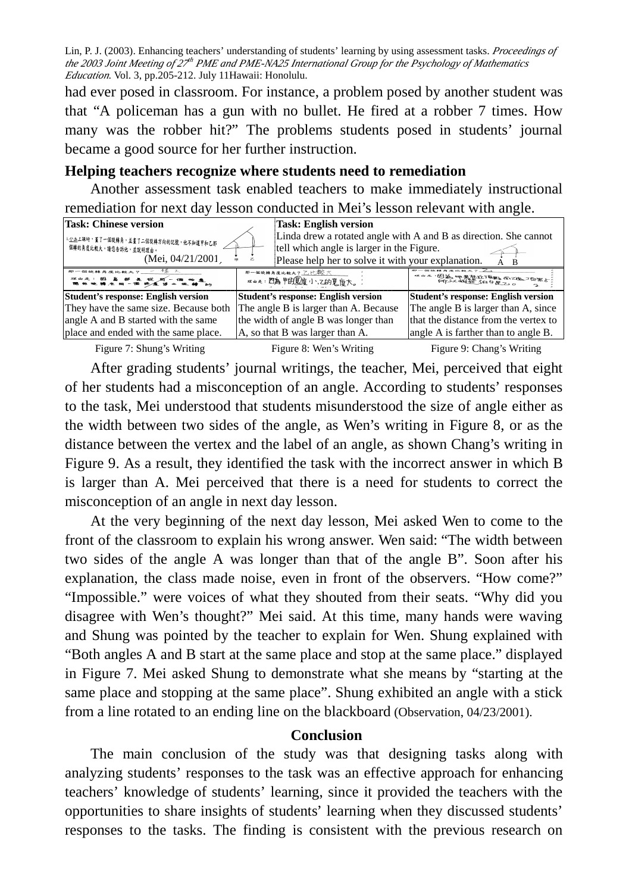had ever posed in classroom. For instance, a problem posed by another student was that "A policeman has a gun with no bullet. He fired at a robber 7 times. How many was the robber hit?" The problems students posed in students' journal became a good source for her further instruction.

**Helping teachers recognize where students need to remediation**

Another assessment task enabled teachers to make immediately instructional remediation for next day lesson conducted in Mei's lesson relevant with angle.

| **Task: Chinese version** (Mei, 04/21/2001) | **Task: English version** Linda drew a rotated angle with A and B as direction. She cannot tell which angle is larger in the Figure. Please help her to solve it with your explanation. | |
|---|---|---|
| **Student's response: English version** They have the same size. Because both angle A and B started with the same place and ended with the same place. | **Student's response: English version** The angle B is larger than A. Because the width of angle B was longer than A, so that B was larger than A. | **Student's response: English version** The angle B is larger than A, since that the distance from the vertex to angle A is farther than to angle B. |
| Figure 7: Shung's Writing | Figure 8: Wen's Writing | Figure 9: Chang's Writing |

After grading students' journal writings, the teacher, Mei, perceived that eight of her students had a misconception of an angle. According to students' responses to the task, Mei understood that students misunderstood the size of angle either as the width between two sides of the angle, as Wen's writing in Figure 8, or as the distance between the vertex and the label of an angle, as shown Chang's writing in Figure 9. As a result, they identified the task with the incorrect answer in which B is larger than A. Mei perceived that there is a need for students to correct the misconception of an angle in next day lesson.

At the very beginning of the next day lesson, Mei asked Wen to come to the front of the classroom to explain his wrong answer. Wen said: "The width between two sides of the angle A was longer than that of the angle B". Soon after his explanation, the class made noise, even in front of the observers. "How come?" "Impossible." were voices of what they shouted from their seats. "Why did you disagree with Wen's thought?" Mei said. At this time, many hands were waving and Shung was pointed by the teacher to explain for Wen. Shung explained with "Both angles A and B start at the same place and stop at the same place." displayed in Figure 7. Mei asked Shung to demonstrate what she means by "starting at the same place and stopping at the same place". Shung exhibited an angle with a stick from a line rotated to an ending line on the blackboard (Observation, 04/23/2001).

## Conclusion

The main conclusion of the study was that designing tasks along with analyzing students' responses to the task was an effective approach for enhancing teachers' knowledge of students' learning, since it provided the teachers with the opportunities to share insights of students' learning when they discussed students' responses to the tasks. The finding is consistent with the previous research on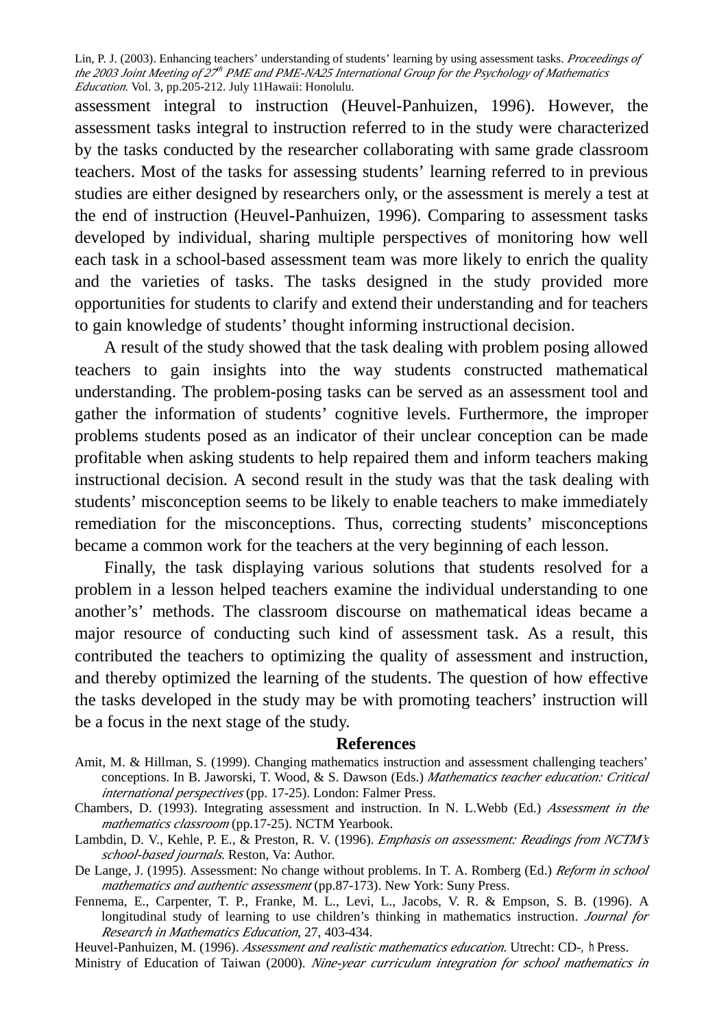assessment integral to instruction (Heuvel-Panhuizen, 1996). However, the assessment tasks integral to instruction referred to in the study were characterized by the tasks conducted by the researcher collaborating with same grade classroom teachers. Most of the tasks for assessing students' learning referred to in previous studies are either designed by researchers only, or the assessment is merely a test at the end of instruction (Heuvel-Panhuizen, 1996). Comparing to assessment tasks developed by individual, sharing multiple perspectives of monitoring how well each task in a school-based assessment team was more likely to enrich the quality and the varieties of tasks. The tasks designed in the study provided more opportunities for students to clarify and extend their understanding and for teachers to gain knowledge of students' thought informing instructional decision.

A result of the study showed that the task dealing with problem posing allowed teachers to gain insights into the way students constructed mathematical understanding. The problem-posing tasks can be served as an assessment tool and gather the information of students' cognitive levels. Furthermore, the improper problems students posed as an indicator of their unclear conception can be made profitable when asking students to help repaired them and inform teachers making instructional decision. A second result in the study was that the task dealing with students' misconception seems to be likely to enable teachers to make immediately remediation for the misconceptions. Thus, correcting students' misconceptions became a common work for the teachers at the very beginning of each lesson.

Finally, the task displaying various solutions that students resolved for a problem in a lesson helped teachers examine the individual understanding to one another's' methods. The classroom discourse on mathematical ideas became a major resource of conducting such kind of assessment task. As a result, this contributed the teachers to optimizing the quality of assessment and instruction, and thereby optimized the learning of the students. The question of how effective the tasks developed in the study may be with promoting teachers' instruction will be a focus in the next stage of the study.

## References

Amit, M. & Hillman, S. (1999). Changing mathematics instruction and assessment challenging teachers' conceptions. In B. Jaworski, T. Wood, & S. Dawson (Eds.) *Mathematics teacher education: Critical international perspectives* (pp. 17-25). London: Falmer Press.

Chambers, D. (1993). Integrating assessment and instruction. In N. L.Webb (Ed.) *Assessment in the mathematics classroom* (pp.17-25). NCTM Yearbook.

Lambdin, D. V., Kehle, P. E., & Preston, R. V. (1996). *Emphasis on assessment: Readings from NCTM's school-based journals*. Reston, Va: Author.

De Lange, J. (1995). Assessment: No change without problems. In T. A. Romberg (Ed.) *Reform in school mathematics and authentic assessment* (pp.87-173). New York: Suny Press.

Fennema, E., Carpenter, T. P., Franke, M. L., Levi, L., Jacobs, V. R. & Empson, S. B. (1996). A longitudinal study of learning to use children's thinking in mathematics instruction. *Journal for Research in Mathematics Education*, 27, 403-434.

Heuvel-Panhuizen, M. (1996). *Assessment and realistic mathematics education*. Utrecht: CD-ß Press.

Ministry of Education of Taiwan (2000). *Nine-year curriculum integration for school mathematics in*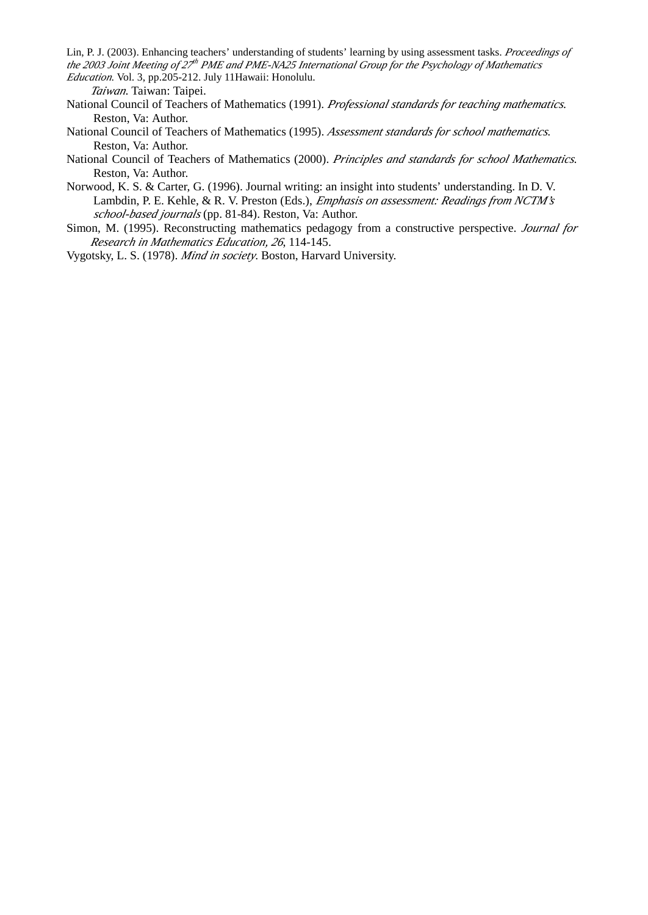Lin, P. J. (2003). Enhancing teachers' understanding of students' learning by using assessment tasks. *Proceedings of the 2003 Joint Meeting of 27th PME and PME-NA25 International Group for the Psychology of Mathematics Education*. Vol. 3, pp.205-212. July 11Hawaii: Honolulu.

*Taiwan*. Taiwan: Taipei.

National Council of Teachers of Mathematics (1991). *Professional standards for teaching mathematics*. Reston, Va: Author.

National Council of Teachers of Mathematics (1995). *Assessment standards for school mathematics*. Reston, Va: Author.

National Council of Teachers of Mathematics (2000). *Principles and standards for school Mathematics*. Reston, Va: Author.

Norwood, K. S. & Carter, G. (1996). Journal writing: an insight into students' understanding. In D. V. Lambdin, P. E. Kehle, & R. V. Preston (Eds.), *Emphasis on assessment: Readings from NCTM's school-based journals* (pp. 81-84). Reston, Va: Author.

Simon, M. (1995). Reconstructing mathematics pedagogy from a constructive perspective. *Journal for Research in Mathematics Education, 26*, 114-145.

Vygotsky, L. S. (1978). *Mind in society*. Boston, Harvard University.